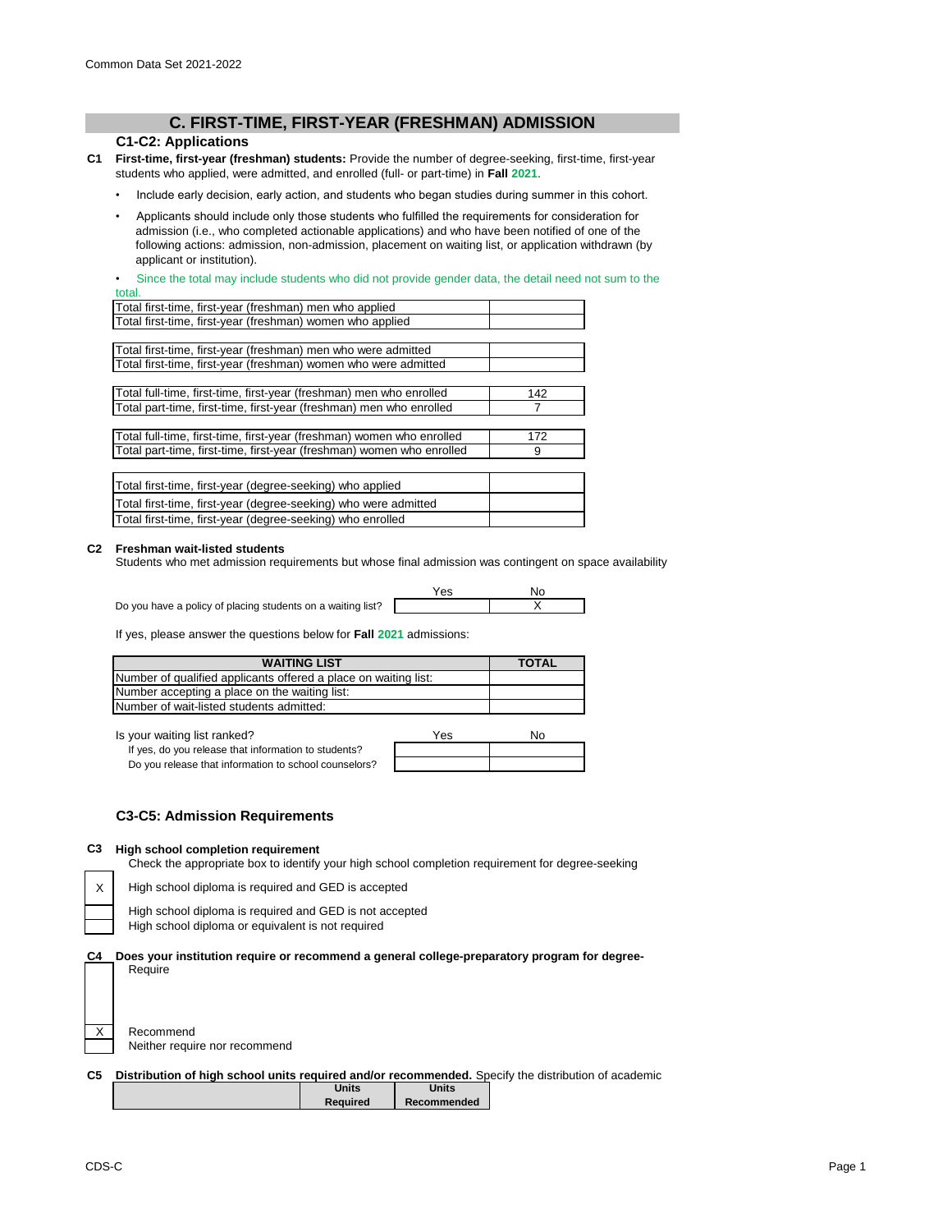Common Data Set 2021-2022

# C. FIRST-TIME, FIRST-YEAR (FRESHMAN) ADMISSION

## C1-C2: Applications

**C1** **First-time, first-year (freshman) students:** Provide the number of degree-seeking, first-time, first-year students who applied, were admitted, and enrolled (full- or part-time) in **Fall 2021**.

- Include early decision, early action, and students who began studies during summer in this cohort.
- Applicants should include only those students who fulfilled the requirements for consideration for admission (i.e., who completed actionable applications) and who have been notified of one of the following actions: admission, non-admission, placement on waiting list, or application withdrawn (by applicant or institution).
- Since the total may include students who did not provide gender data, the detail need not sum to the total.

| | |
|---|---|
| Total first-time, first-year (freshman) men who applied | |
| Total first-time, first-year (freshman) women who applied | |
| | |
| Total first-time, first-year (freshman) men who were admitted | |
| Total first-time, first-year (freshman) women who were admitted | |
| | |
| Total full-time, first-time, first-year (freshman) men who enrolled | 142 |
| Total part-time, first-time, first-year (freshman) men who enrolled | 7 |
| | |
| Total full-time, first-time, first-year (freshman) women who enrolled | 172 |
| Total part-time, first-time, first-year (freshman) women who enrolled | 9 |
| | |
| Total first-time, first-year (degree-seeking) who applied | |
| Total first-time, first-year (degree-seeking) who were admitted | |
| Total first-time, first-year (degree-seeking) who enrolled | |

**C2** **Freshman wait-listed students**

Students who met admission requirements but whose final admission was contingent on space availability

| | Yes | No |
|---|---|---|
| Do you have a policy of placing students on a waiting list? | | X |

If yes, please answer the questions below for **Fall 2021** admissions:

| WAITING LIST | TOTAL |
|---|---|
| Number of qualified applicants offered a place on waiting list: | |
| Number accepting a place on the waiting list: | |
| Number of wait-listed students admitted: | |

| Is your waiting list ranked? | Yes | No |
|---|---|---|
| If yes, do you release that information to students? | | |
| Do you release that information to school counselors? | | |

## C3-C5: Admission Requirements

**C3** **High school completion requirement**

Check the appropriate box to identify your high school completion requirement for degree-seeking

| | |
|---|---|
| X | High school diploma is required and GED is accepted |
| | High school diploma is required and GED is not accepted |
| | High school diploma or equivalent is not required |

**C4** **Does your institution require or recommend a general college-preparatory program for degree-**

| | |
|---|---|
| | Require |
| X | Recommend |
| | Neither require nor recommend |

**C5** **Distribution of high school units required and/or recommended.** Specify the distribution of academic

| | Units Required | Units Recommended |
|---|---|---|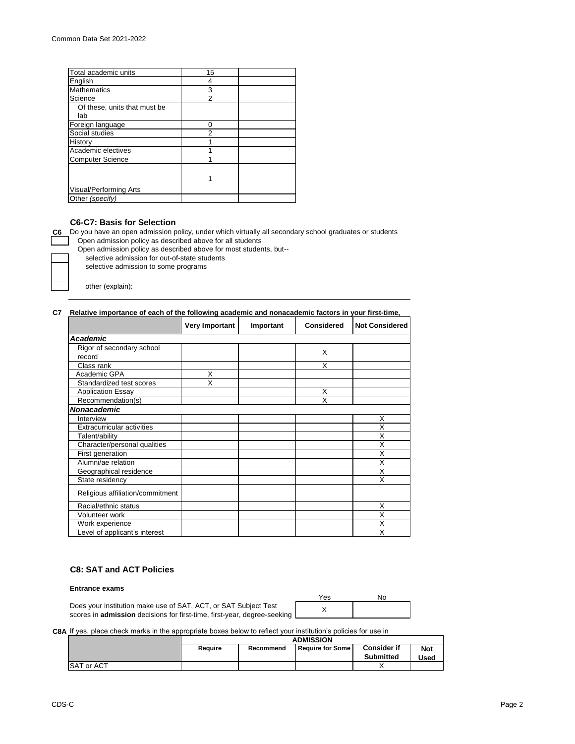| | | |
|---|---|---|
| Total academic units | 15 | |
| English | 4 | |
| Mathematics | 3 | |
| Science | 2 | |
| Of these, units that must be lab | | |
| Foreign language | 0 | |
| Social studies | 2 | |
| History | 1 | |
| Academic electives | 1 | |
| Computer Science | 1 | |
| Visual/Performing Arts | 1 | |
| Other *(specify)* | | |

### C6-C7: Basis for Selection

**C6** Do you have an open admission policy, under which virtually all secondary school graduates or students

- [ ] Open admission policy as described above for all students
- Open admission policy as described above for most students, but--
  - [ ] selective admission for out-of-state students
  - [ ] selective admission to some programs
  - [ ] other (explain):

**C7 Relative importance of each of the following academic and nonacademic factors in your first-time,**

| | Very Important | Important | Considered | Not Considered |
|---|---|---|---|---|
| ***Academic*** | | | | |
| Rigor of secondary school record | | | X | |
| Class rank | | | X | |
| Academic GPA | X | | | |
| Standardized test scores | X | | | |
| Application Essay | | | X | |
| Recommendation(s) | | | X | |
| ***Nonacademic*** | | | | |
| Interview | | | | X |
| Extracurricular activities | | | | X |
| Talent/ability | | | | X |
| Character/personal qualities | | | | X |
| First generation | | | | X |
| Alumni/ae relation | | | | X |
| Geographical residence | | | | X |
| State residency | | | | X |
| Religious affiliation/commitment | | | | |
| Racial/ethnic status | | | | X |
| Volunteer work | | | | X |
| Work experience | | | | X |
| Level of applicant's interest | | | | X |

### C8: SAT and ACT Policies

**Entrance exams**

| | Yes | No |
|---|---|---|
| Does your institution make use of SAT, ACT, or SAT Subject Test scores in **admission** decisions for first-time, first-year, degree-seeking | X | |

**C8A** If yes, place check marks in the appropriate boxes below to reflect your institution's policies for use in

| | ADMISSION | | | | |
|---|---|---|---|---|---|
| | **Require** | **Recommend** | **Require for Some** | **Consider if Submitted** | **Not Used** |
| SAT or ACT | | | | X | |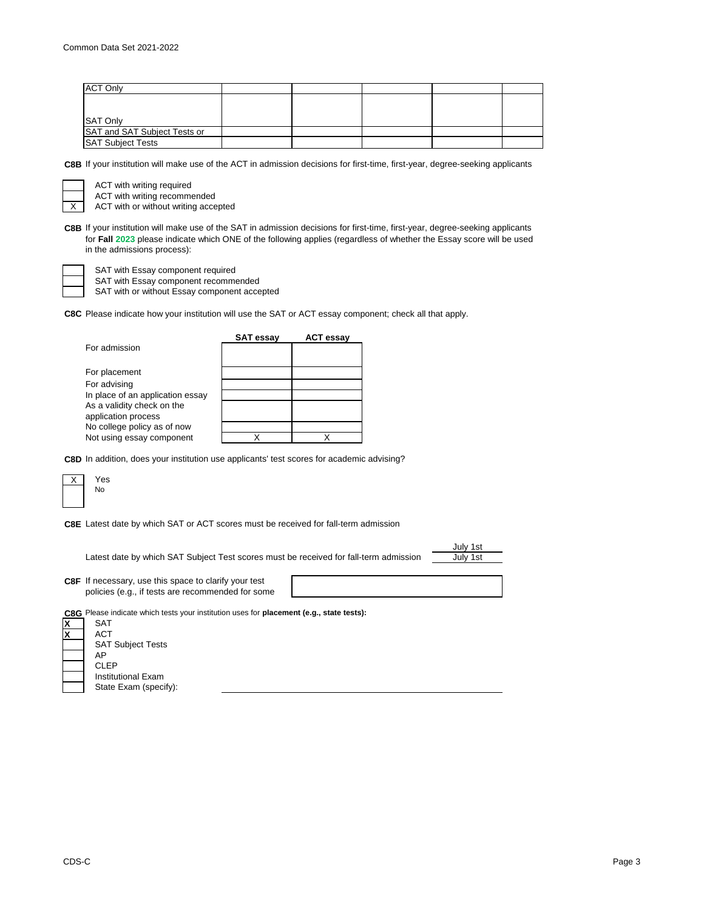| ACT Only | | | | | |
|---|---|---|---|---|---|
| SAT Only | | | | | |
| SAT and SAT Subject Tests or | | | | | |
| SAT Subject Tests | | | | | |

**C8B** If your institution will make use of the ACT in admission decisions for first-time, first-year, degree-seeking applicants

| | |
|---|---|
| | ACT with writing required |
| | ACT with writing recommended |
| X | ACT with or without writing accepted |

**C8B** If your institution will make use of the SAT in admission decisions for first-time, first-year, degree-seeking applicants for **Fall 2023** please indicate which ONE of the following applies (regardless of whether the Essay score will be used in the admissions process):

| | |
|---|---|
| | SAT with Essay component required |
| | SAT with Essay component recommended |
| | SAT with or without Essay component accepted |

**C8C** Please indicate how your institution will use the SAT or ACT essay component; check all that apply.

| | SAT essay | ACT essay |
|---|---|---|
| For admission | | |
| For placement | | |
| For advising | | |
| In place of an application essay | | |
| As a validity check on the application process | | |
| No college policy as of now | | |
| Not using essay component | X | X |

**C8D** In addition, does your institution use applicants' test scores for academic advising?

| | |
|---|---|
| X | Yes |
| | No |

**C8E** Latest date by which SAT or ACT scores must be received for fall-term admission: July 1st

Latest date by which SAT Subject Test scores must be received for fall-term admission: July 1st

**C8F** If necessary, use this space to clarify your test policies (e.g., if tests are recommended for some

**C8G** Please indicate which tests your institution uses for **placement (e.g., state tests):**

| | |
|---|---|
| X | SAT |
| X | ACT |
| | SAT Subject Tests |
| | AP |
| | CLEP |
| | Institutional Exam |
| | State Exam (specify): |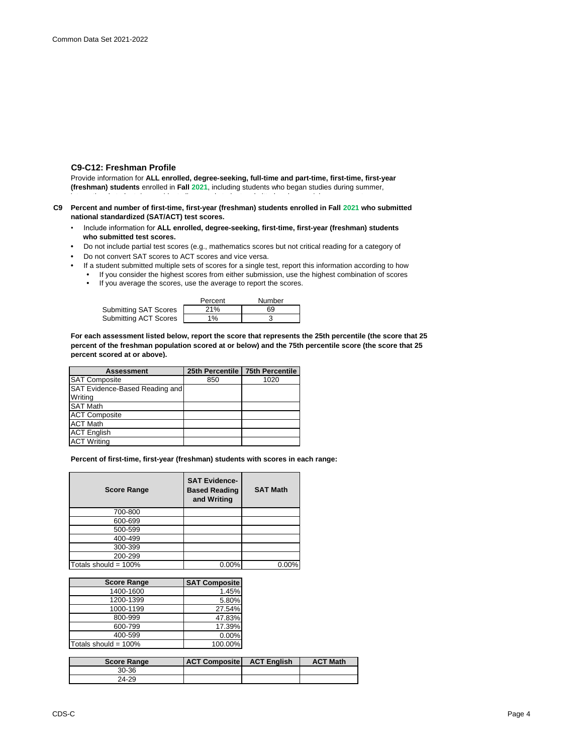## C9-C12: Freshman Profile

Provide information for **ALL enrolled, degree-seeking, full-time and part-time, first-time, first-year (freshman) students** enrolled in **Fall 2021**, including students who began studies during summer,

**C9 Percent and number of first-time, first-year (freshman) students enrolled in Fall 2021 who submitted national standardized (SAT/ACT) test scores.**

- Include information for **ALL enrolled, degree-seeking, first-time, first-year (freshman) students who submitted test scores.**
- Do not include partial test scores (e.g., mathematics scores but not critical reading for a category of
- Do not convert SAT scores to ACT scores and vice versa.
- If a student submitted multiple sets of scores for a single test, report this information according to how
  - If you consider the highest scores from either submission, use the highest combination of scores
  - If you average the scores, use the average to report the scores.

| | Percent | Number |
|---|---|---|
| Submitting SAT Scores | 21% | 69 |
| Submitting ACT Scores | 1% | 3 |

**For each assessment listed below, report the score that represents the 25th percentile (the score that 25 percent of the freshman population scored at or below) and the 75th percentile score (the score that 25 percent scored at or above).**

| Assessment | 25th Percentile | 75th Percentile |
|---|---|---|
| SAT Composite | 850 | 1020 |
| SAT Evidence-Based Reading and Writing | | |
| SAT Math | | |
| ACT Composite | | |
| ACT Math | | |
| ACT English | | |
| ACT Writing | | |

**Percent of first-time, first-year (freshman) students with scores in each range:**

| Score Range | SAT Evidence-Based Reading and Writing | SAT Math |
|---|---|---|
| 700-800 | | |
| 600-699 | | |
| 500-599 | | |
| 400-499 | | |
| 300-399 | | |
| 200-299 | | |
| Totals should = 100% | 0.00% | 0.00% |

| Score Range | SAT Composite |
|---|---|
| 1400-1600 | 1.45% |
| 1200-1399 | 5.80% |
| 1000-1199 | 27.54% |
| 800-999 | 47.83% |
| 600-799 | 17.39% |
| 400-599 | 0.00% |
| Totals should = 100% | 100.00% |

| Score Range | ACT Composite | ACT English | ACT Math |
|---|---|---|---|
| 30-36 | | | |
| 24-29 | | | |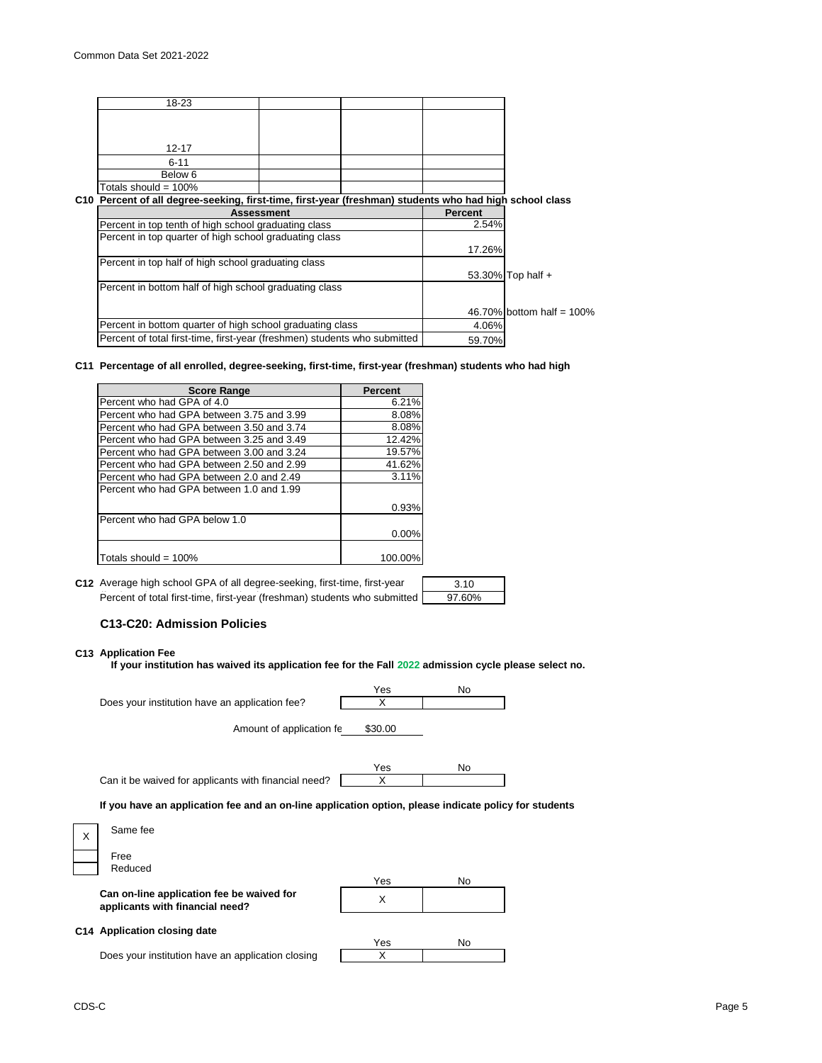| 18-23 | | | |
|---|---|---|---|
| 12-17 | | | |
| 6-11 | | | |
| Below 6 | | | |
| Totals should = 100% | | | |

**C10 Percent of all degree-seeking, first-time, first-year (freshman) students who had high school class**

| Assessment | Percent | |
|---|---|---|
| Percent in top tenth of high school graduating class | 2.54% | |
| Percent in top quarter of high school graduating class | 17.26% | |
| Percent in top half of high school graduating class | 53.30% | Top half + |
| Percent in bottom half of high school graduating class | 46.70% | bottom half = 100% |
| Percent in bottom quarter of high school graduating class | 4.06% | |
| Percent of total first-time, first-year (freshmen) students who submitted | 59.70% | |

**C11 Percentage of all enrolled, degree-seeking, first-time, first-year (freshman) students who had high**

| Score Range | Percent |
|---|---|
| Percent who had GPA of 4.0 | 6.21% |
| Percent who had GPA between 3.75 and 3.99 | 8.08% |
| Percent who had GPA between 3.50 and 3.74 | 8.08% |
| Percent who had GPA between 3.25 and 3.49 | 12.42% |
| Percent who had GPA between 3.00 and 3.24 | 19.57% |
| Percent who had GPA between 2.50 and 2.99 | 41.62% |
| Percent who had GPA between 2.0 and 2.49 | 3.11% |
| Percent who had GPA between 1.0 and 1.99 | 0.93% |
| Percent who had GPA below 1.0 | 0.00% |
| Totals should = 100% | 100.00% |

**C12** Average high school GPA of all degree-seeking, first-time, first-year: 3.10

Percent of total first-time, first-year (freshman) students who submitted: 97.60%

## C13-C20: Admission Policies

**C13 Application Fee**

**If your institution has waived its application fee for the Fall 2022 admission cycle please select no.**

| | Yes | No |
|---|---|---|
| Does your institution have an application fee? | X | |

Amount of application fe $30.00

| | Yes | No |
|---|---|---|
| Can it be waived for applicants with financial need? | X | |

**If you have an application fee and an on-line application option, please indicate policy for students**

- [X] Same fee
- [ ] Free
- [ ] Reduced

| | Yes | No |
|---|---|---|
| **Can on-line application fee be waived for applicants with financial need?** | X | |

**C14 Application closing date**

| | Yes | No |
|---|---|---|
| Does your institution have an application closing | X | |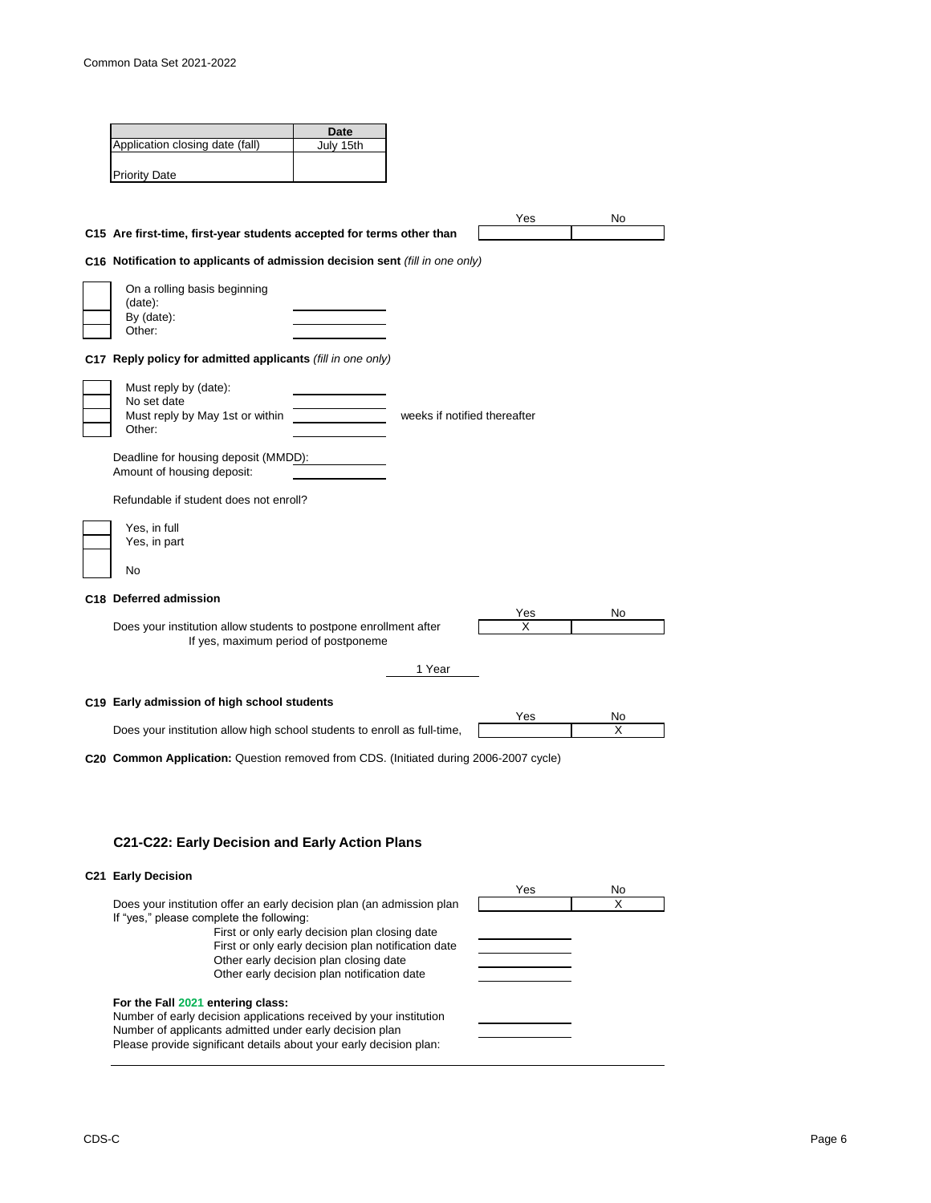| | Date |
|---|---|
| Application closing date (fall) | July 15th |
| Priority Date | |

**C15 Are first-time, first-year students accepted for terms other than**

| Yes | No |
|---|---|
| | |

**C16 Notification to applicants of admission decision sent** *(fill in one only)*

| | | |
|---|---|---|
| | On a rolling basis beginning (date): | |
| | By (date): | |
| | Other: | |

**C17 Reply policy for admitted applicants** *(fill in one only)*

| | | | |
|---|---|---|---|
| | Must reply by (date): | | |
| | No set date | | |
| | Must reply by May 1st or within | | weeks if notified thereafter |
| | Other: | | |

Deadline for housing deposit (MMDD):

Amount of housing deposit:

Refundable if student does not enroll?

| | |
|---|---|
| | Yes, in full |
| | Yes, in part |
| | No |

**C18 Deferred admission**

| | Yes | No |
|---|---|---|
| Does your institution allow students to postpone enrollment after | X | |

If yes, maximum period of postponeme

1 Year

**C19 Early admission of high school students**

| | Yes | No |
|---|---|---|
| Does your institution allow high school students to enroll as full-time, | | X |

**C20 Common Application:** Question removed from CDS. (Initiated during 2006-2007 cycle)

## C21-C22: Early Decision and Early Action Plans

**C21 Early Decision**

| | Yes | No |
|---|---|---|
| Does your institution offer an early decision plan (an admission plan | | X |

If "yes," please complete the following:

First or only early decision plan closing date

First or only early decision plan notification date

Other early decision plan closing date

Other early decision plan notification date

**For the Fall 2021 entering class:**

Number of early decision applications received by your institution

Number of applicants admitted under early decision plan

Please provide significant details about your early decision plan: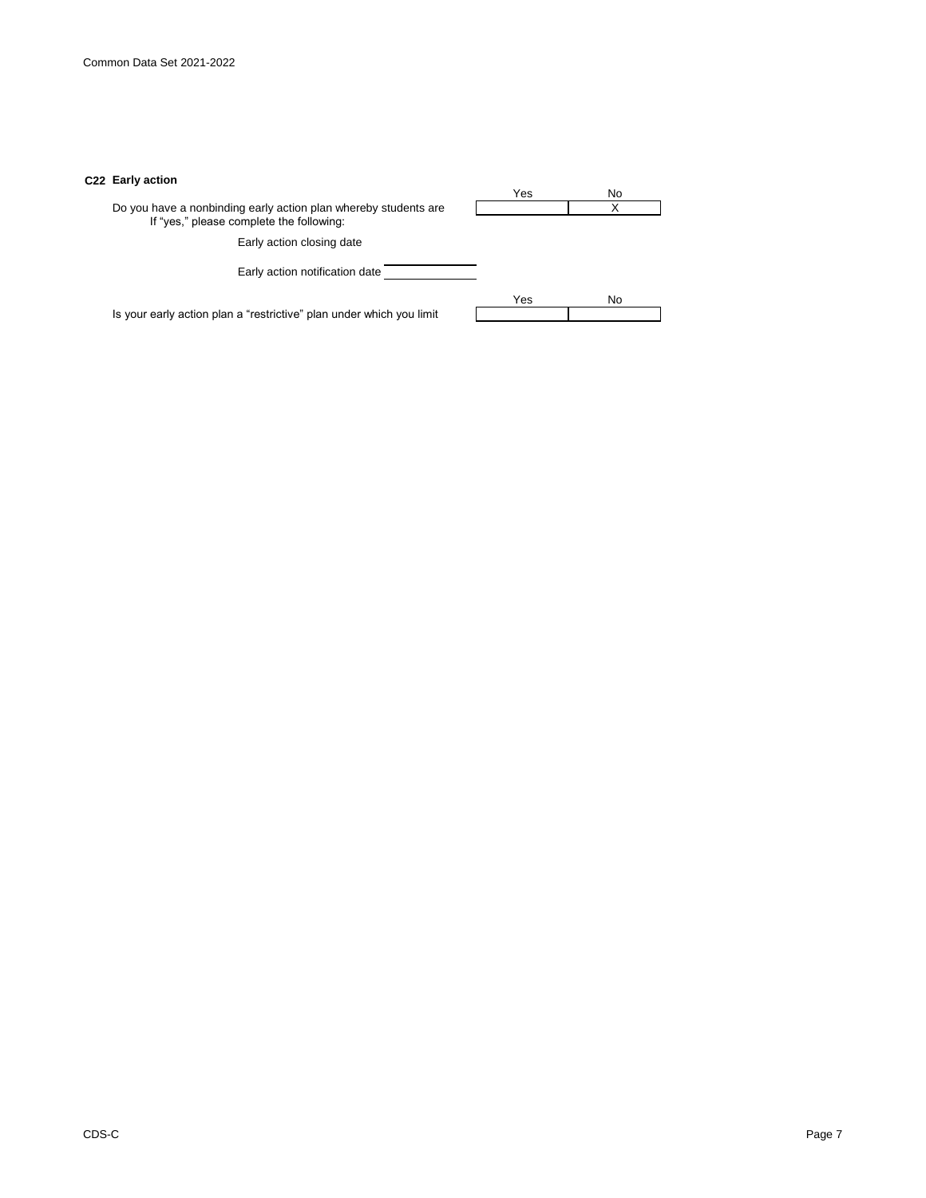## C22 Early action

| | Yes | No |
|---|---|---|
| Do you have a nonbinding early action plan whereby students are | | X |

If "yes," please complete the following:

Early action closing date

Early action notification date

| | Yes | No |
|---|---|---|
| Is your early action plan a "restrictive" plan under which you limit | | |